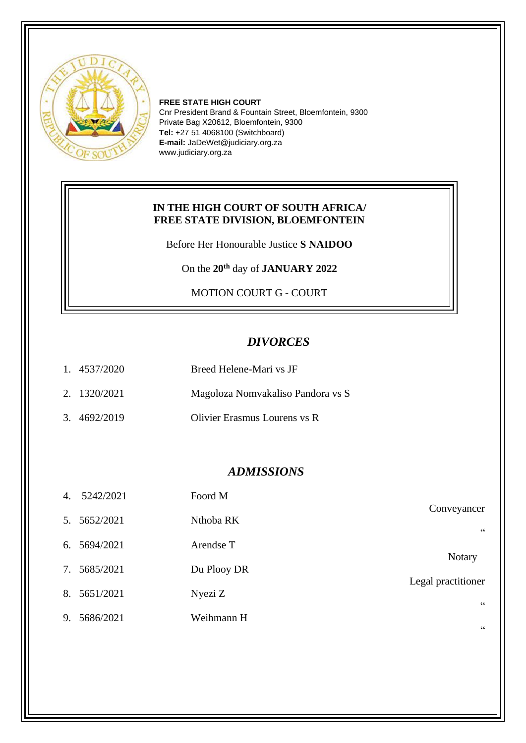**FREE STATE HIGH COURT**
Cnr President Brand & Fountain Street, Bloemfontein, 9300
Private Bag X20612, Bloemfontein, 9300
**Tel:** +27 51 4068100 (Switchboard)
**E-mail:** JaDeWet@judiciary.org.za
www.judiciary.org.za

**IN THE HIGH COURT OF SOUTH AFRICA/**
**FREE STATE DIVISION, BLOEMFONTEIN**

Before Her Honourable Justice **S NAIDOO**

On the **20th** day of **JANUARY 2022**

MOTION COURT G - COURT

## *DIVORCES*

1. 4537/2020 Breed Helene-Mari vs JF
2. 1320/2021 Magoloza Nomvakaliso Pandora vs S
3. 4692/2019 Olivier Erasmus Lourens vs R

## *ADMISSIONS*

| No. | Case No. | Name | Type |
|---|---|---|---|
| 4. | 5242/2021 | Foord M | Conveyancer |
| 5. | 5652/2021 | Nthoba RK | " |
| 6. | 5694/2021 | Arendse T | Notary |
| 7. | 5685/2021 | Du Plooy DR | Legal practitioner |
| 8. | 5651/2021 | Nyezi Z | " |
| 9. | 5686/2021 | Weihmann H | " |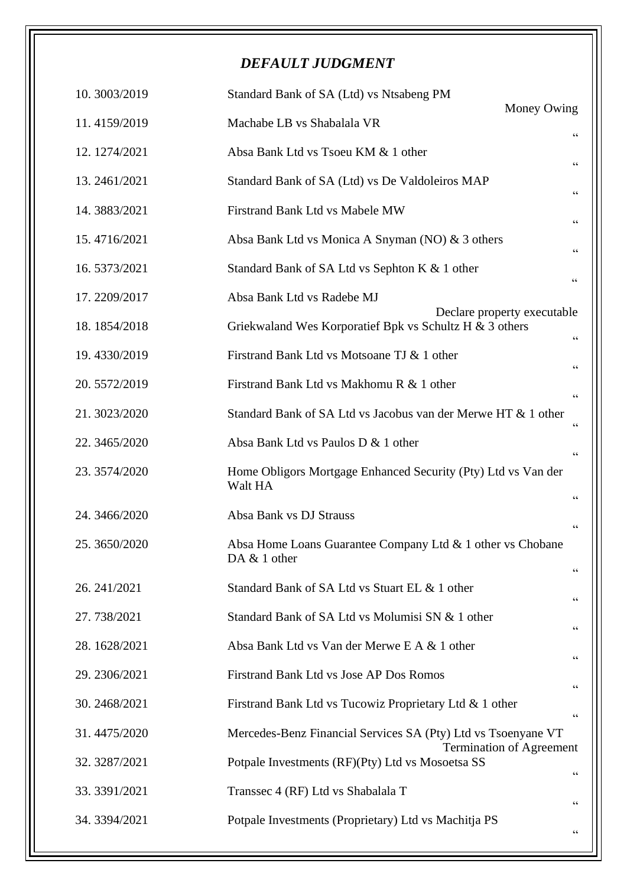## *DEFAULT JUDGMENT*

| No. | Case | Matter |
|---|---|---|
| 10. 3003/2019 | Standard Bank of SA (Ltd) vs Ntsabeng PM | Money Owing |
| 11. 4159/2019 | Machabe LB vs Shabalala VR | “ |
| 12. 1274/2021 | Absa Bank Ltd vs Tsoeu KM & 1 other | “ |
| 13. 2461/2021 | Standard Bank of SA (Ltd) vs De Valdoleiros MAP | “ |
| 14. 3883/2021 | Firstrand Bank Ltd vs Mabele MW | “ |
| 15. 4716/2021 | Absa Bank Ltd vs Monica A Snyman (NO) & 3 others | “ |
| 16. 5373/2021 | Standard Bank of SA Ltd vs Sephton K & 1 other | “ |
| 17. 2209/2017 | Absa Bank Ltd vs Radebe MJ | Declare property executable |
| 18. 1854/2018 | Griekwaland Wes Korporatief Bpk vs Schultz H & 3 others | “ |
| 19. 4330/2019 | Firstrand Bank Ltd vs Motsoane TJ & 1 other | “ |
| 20. 5572/2019 | Firstrand Bank Ltd vs Makhomu R & 1 other | “ |
| 21. 3023/2020 | Standard Bank of SA Ltd vs Jacobus van der Merwe HT & 1 other | “ |
| 22. 3465/2020 | Absa Bank Ltd vs Paulos D & 1 other | “ |
| 23. 3574/2020 | Home Obligors Mortgage Enhanced Security (Pty) Ltd vs Van der Walt HA | “ |
| 24. 3466/2020 | Absa Bank vs DJ Strauss | “ |
| 25. 3650/2020 | Absa Home Loans Guarantee Company Ltd & 1 other vs Chobane DA & 1 other | “ |
| 26. 241/2021 | Standard Bank of SA Ltd vs Stuart EL & 1 other | “ |
| 27. 738/2021 | Standard Bank of SA Ltd vs Molumisi SN & 1 other | “ |
| 28. 1628/2021 | Absa Bank Ltd vs Van der Merwe E A & 1 other | “ |
| 29. 2306/2021 | Firstrand Bank Ltd vs Jose AP Dos Romos | “ |
| 30. 2468/2021 | Firstrand Bank Ltd vs Tucowiz Proprietary Ltd & 1 other | “ |
| 31. 4475/2020 | Mercedes-Benz Financial Services SA (Pty) Ltd vs Tsoenyane VT | Termination of Agreement |
| 32. 3287/2021 | Potpale Investments (RF)(Pty) Ltd vs Mosoetsa SS | “ |
| 33. 3391/2021 | Transsec 4 (RF) Ltd vs Shabalala T | “ |
| 34. 3394/2021 | Potpale Investments (Proprietary) Ltd vs Machitja PS | “ |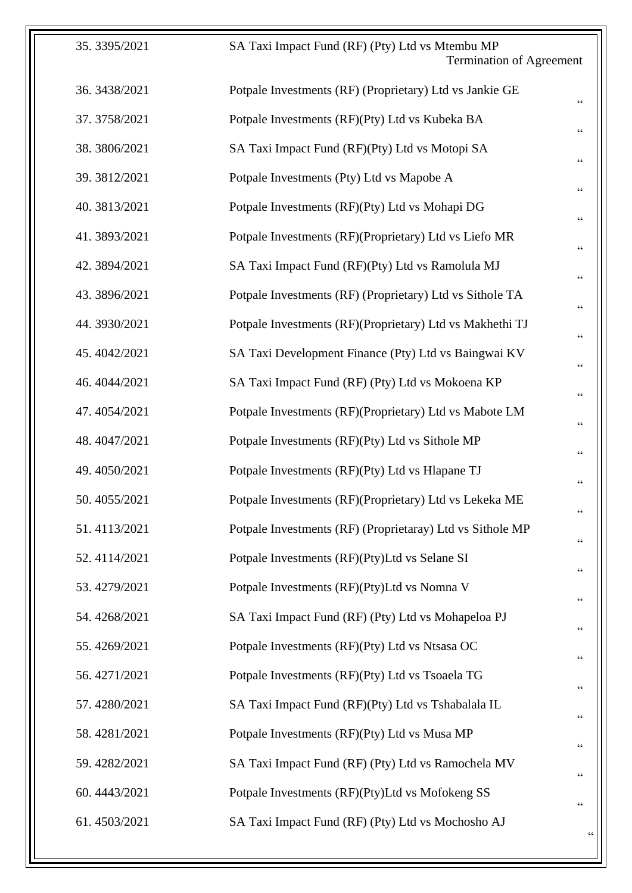| | | |
|---|---|---|
| 35. 3395/2021 | SA Taxi Impact Fund (RF) (Pty) Ltd vs Mtembu MP | Termination of Agreement |
| 36. 3438/2021 | Potpale Investments (RF) (Proprietary) Ltd vs Jankie GE | " |
| 37. 3758/2021 | Potpale Investments (RF)(Pty) Ltd vs Kubeka BA | " |
| 38. 3806/2021 | SA Taxi Impact Fund (RF)(Pty) Ltd vs Motopi SA | " |
| 39. 3812/2021 | Potpale Investments (Pty) Ltd vs Mapobe A | " |
| 40. 3813/2021 | Potpale Investments (RF)(Pty) Ltd vs Mohapi DG | " |
| 41. 3893/2021 | Potpale Investments (RF)(Proprietary) Ltd vs Liefo MR | " |
| 42. 3894/2021 | SA Taxi Impact Fund (RF)(Pty) Ltd vs Ramolula MJ | " |
| 43. 3896/2021 | Potpale Investments (RF) (Proprietary) Ltd vs Sithole TA | " |
| 44. 3930/2021 | Potpale Investments (RF)(Proprietary) Ltd vs Makhethi TJ | " |
| 45. 4042/2021 | SA Taxi Development Finance (Pty) Ltd vs Baingwai KV | " |
| 46. 4044/2021 | SA Taxi Impact Fund (RF) (Pty) Ltd vs Mokoena KP | " |
| 47. 4054/2021 | Potpale Investments (RF)(Proprietary) Ltd vs Mabote LM | " |
| 48. 4047/2021 | Potpale Investments (RF)(Pty) Ltd vs Sithole MP | " |
| 49. 4050/2021 | Potpale Investments (RF)(Pty) Ltd vs Hlapane TJ | " |
| 50. 4055/2021 | Potpale Investments (RF)(Proprietary) Ltd vs Lekeka ME | " |
| 51. 4113/2021 | Potpale Investments (RF) (Proprietaray) Ltd vs Sithole MP | " |
| 52. 4114/2021 | Potpale Investments (RF)(Pty)Ltd vs Selane SI | " |
| 53. 4279/2021 | Potpale Investments (RF)(Pty)Ltd vs Nomna V | " |
| 54. 4268/2021 | SA Taxi Impact Fund (RF) (Pty) Ltd vs Mohapeloa PJ | " |
| 55. 4269/2021 | Potpale Investments (RF)(Pty) Ltd vs Ntsasa OC | " |
| 56. 4271/2021 | Potpale Investments (RF)(Pty) Ltd vs Tsoaela TG | " |
| 57. 4280/2021 | SA Taxi Impact Fund (RF)(Pty) Ltd vs Tshabalala IL | " |
| 58. 4281/2021 | Potpale Investments (RF)(Pty) Ltd vs Musa MP | " |
| 59. 4282/2021 | SA Taxi Impact Fund (RF) (Pty) Ltd vs Ramochela MV | " |
| 60. 4443/2021 | Potpale Investments (RF)(Pty)Ltd vs Mofokeng SS | " |
| 61. 4503/2021 | SA Taxi Impact Fund (RF) (Pty) Ltd vs Mochosho AJ | " |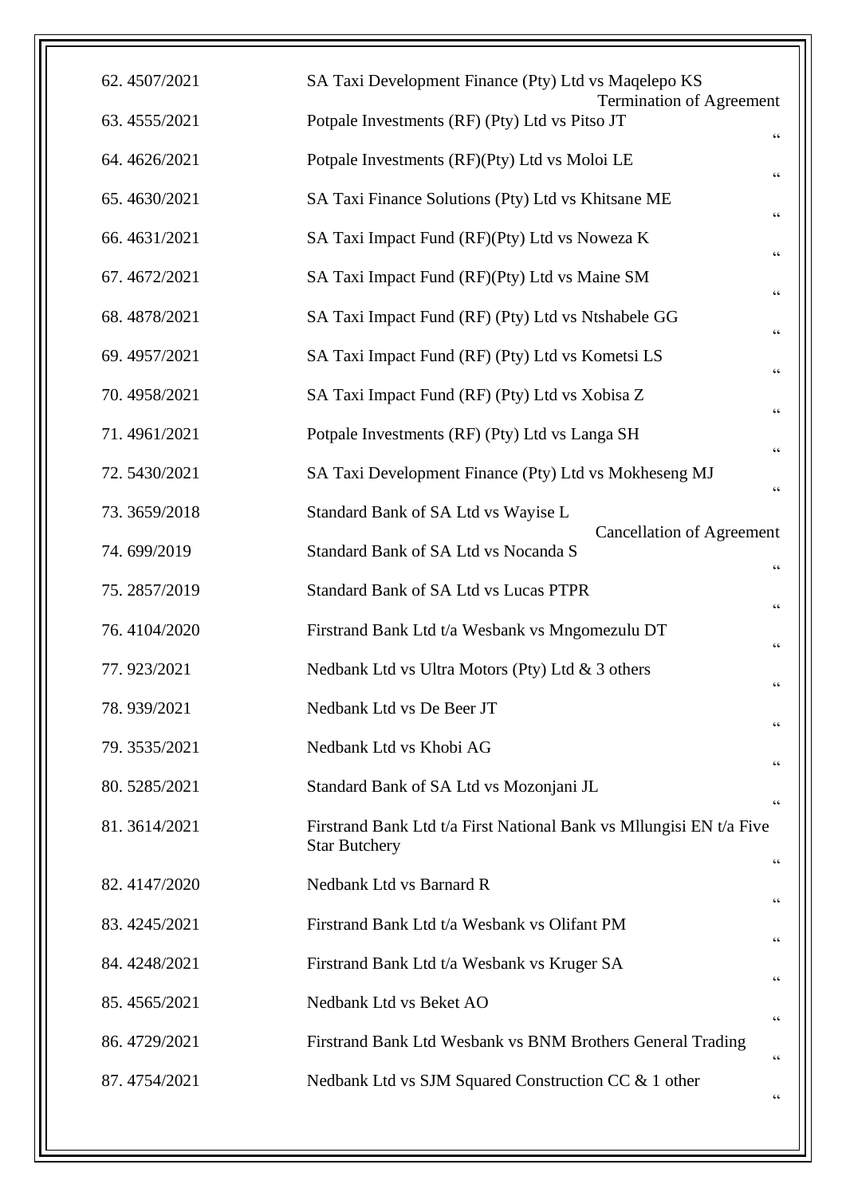| No. | Case Number | Parties | Nature |
|---|---|---|---|
| 62. | 4507/2021 | SA Taxi Development Finance (Pty) Ltd vs Maqelepo KS | Termination of Agreement |
| 63. | 4555/2021 | Potpale Investments (RF) (Pty) Ltd vs Pitso JT | “ |
| 64. | 4626/2021 | Potpale Investments (RF)(Pty) Ltd vs Moloi LE | “ |
| 65. | 4630/2021 | SA Taxi Finance Solutions (Pty) Ltd vs Khitsane ME | “ |
| 66. | 4631/2021 | SA Taxi Impact Fund (RF)(Pty) Ltd vs Noweza K | “ |
| 67. | 4672/2021 | SA Taxi Impact Fund (RF)(Pty) Ltd vs Maine SM | “ |
| 68. | 4878/2021 | SA Taxi Impact Fund (RF) (Pty) Ltd vs Ntshabele GG | “ |
| 69. | 4957/2021 | SA Taxi Impact Fund (RF) (Pty) Ltd vs Kometsi LS | “ |
| 70. | 4958/2021 | SA Taxi Impact Fund (RF) (Pty) Ltd vs Xobisa Z | “ |
| 71. | 4961/2021 | Potpale Investments (RF) (Pty) Ltd vs Langa SH | “ |
| 72. | 5430/2021 | SA Taxi Development Finance (Pty) Ltd vs Mokheseng MJ | “ |
| 73. | 3659/2018 | Standard Bank of SA Ltd vs Wayise L | Cancellation of Agreement |
| 74. | 699/2019 | Standard Bank of SA Ltd vs Nocanda S | “ |
| 75. | 2857/2019 | Standard Bank of SA Ltd vs Lucas PTPR | “ |
| 76. | 4104/2020 | Firstrand Bank Ltd t/a Wesbank vs Mngomezulu DT | “ |
| 77. | 923/2021 | Nedbank Ltd vs Ultra Motors (Pty) Ltd & 3 others | “ |
| 78. | 939/2021 | Nedbank Ltd vs De Beer JT | “ |
| 79. | 3535/2021 | Nedbank Ltd vs Khobi AG | “ |
| 80. | 5285/2021 | Standard Bank of SA Ltd vs Mozonjani JL | “ |
| 81. | 3614/2021 | Firstrand Bank Ltd t/a First National Bank vs Mllungisi EN t/a Five Star Butchery | “ |
| 82. | 4147/2020 | Nedbank Ltd vs Barnard R | “ |
| 83. | 4245/2021 | Firstrand Bank Ltd t/a Wesbank vs Olifant PM | “ |
| 84. | 4248/2021 | Firstrand Bank Ltd t/a Wesbank vs Kruger SA | “ |
| 85. | 4565/2021 | Nedbank Ltd vs Beket AO | “ |
| 86. | 4729/2021 | Firstrand Bank Ltd Wesbank vs BNM Brothers General Trading | “ |
| 87. | 4754/2021 | Nedbank Ltd vs SJM Squared Construction CC & 1 other | “ |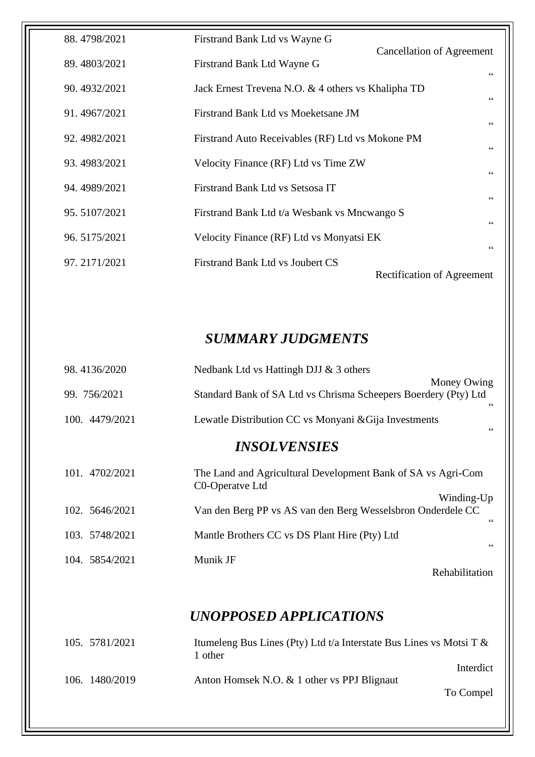| | | |
|---|---|---|
| 88. 4798/2021 | Firstrand Bank Ltd vs Wayne G | Cancellation of Agreement |
| 89. 4803/2021 | Firstrand Bank Ltd Wayne G | " |
| 90. 4932/2021 | Jack Ernest Trevena N.O. & 4 others vs Khalipha TD | " |
| 91. 4967/2021 | Firstrand Bank Ltd vs Moeketsane JM | " |
| 92. 4982/2021 | Firstrand Auto Receivables (RF) Ltd vs Mokone PM | " |
| 93. 4983/2021 | Velocity Finance (RF) Ltd vs Time ZW | " |
| 94. 4989/2021 | Firstrand Bank Ltd vs Setsosa IT | " |
| 95. 5107/2021 | Firstrand Bank Ltd t/a Wesbank vs Mncwango S | " |
| 96. 5175/2021 | Velocity Finance (RF) Ltd vs Monyatsi EK | " |
| 97. 2171/2021 | Firstrand Bank Ltd vs Joubert CS | Rectification of Agreement |

## *SUMMARY JUDGMENTS*

| | | |
|---|---|---|
| 98. 4136/2020 | Nedbank Ltd vs Hattingh DJJ & 3 others | Money Owing |
| 99. 756/2021 | Standard Bank of SA Ltd vs Chrisma Scheepers Boerdery (Pty) Ltd | " |
| 100. 4479/2021 | Lewatle Distribution CC vs Monyani &Gija Investments | " |

## *INSOLVENSIES*

| | | |
|---|---|---|
| 101. 4702/2021 | The Land and Agricultural Development Bank of SA vs Agri-Com C0-Operatve Ltd | Winding-Up |
| 102. 5646/2021 | Van den Berg PP vs AS van den Berg Wesselsbron Onderdele CC | " |
| 103. 5748/2021 | Mantle Brothers CC vs DS Plant Hire (Pty) Ltd | " |
| 104. 5854/2021 | Munik JF | Rehabilitation |

## *UNOPPOSED APPLICATIONS*

| | | |
|---|---|---|
| 105. 5781/2021 | Itumeleng Bus Lines (Pty) Ltd t/a Interstate Bus Lines vs Motsi T & 1 other | Interdict |
| 106. 1480/2019 | Anton Homsek N.O. & 1 other vs PPJ Blignaut | To Compel |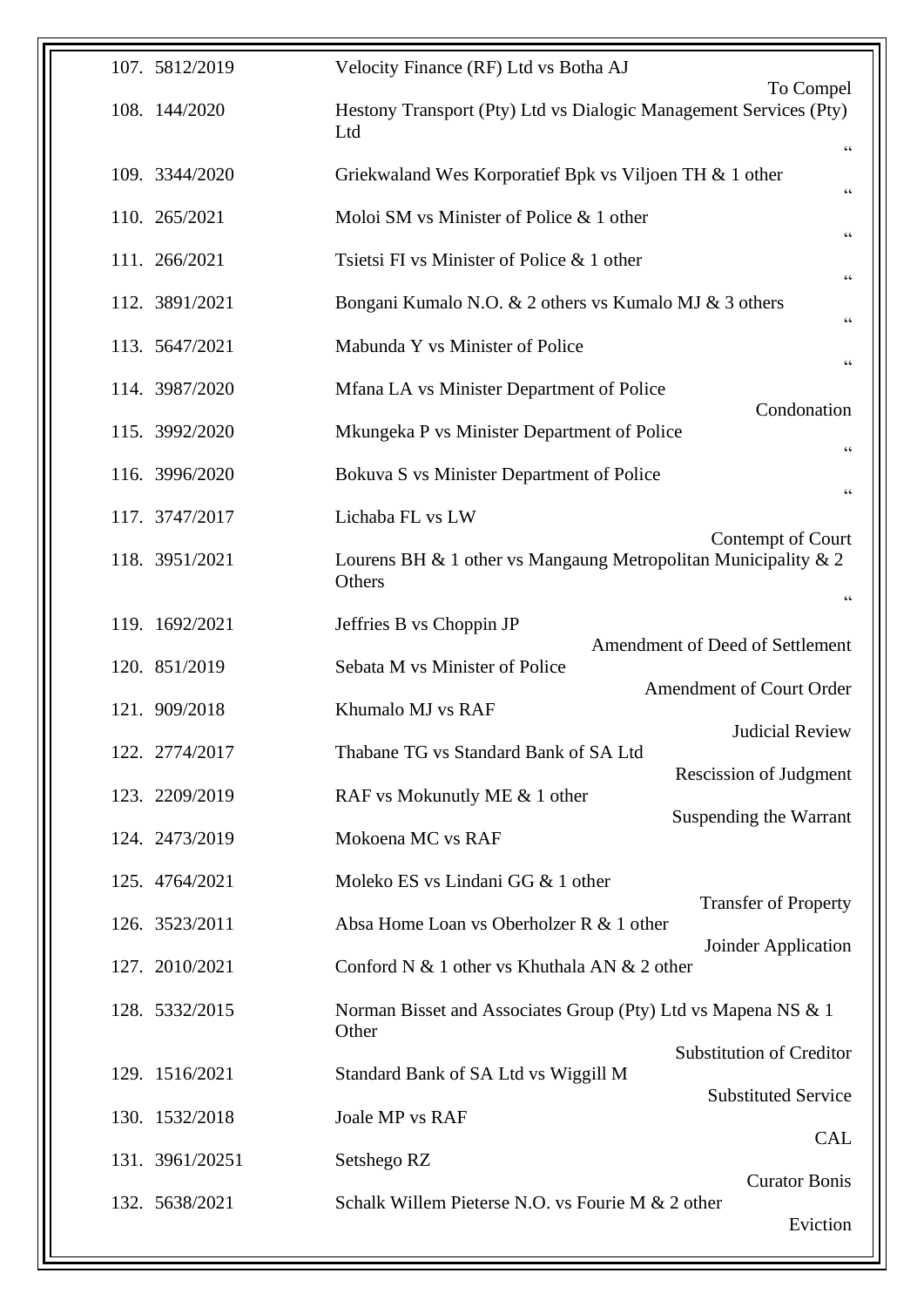| | | | |
|---|---|---|---|
| 107. | 5812/2019 | Velocity Finance (RF) Ltd vs Botha AJ | To Compel |
| 108. | 144/2020 | Hestony Transport (Pty) Ltd vs Dialogic Management Services (Pty) Ltd | “ |
| 109. | 3344/2020 | Griekwaland Wes Korporatief Bpk vs Viljoen TH & 1 other | “ |
| 110. | 265/2021 | Moloi SM vs Minister of Police & 1 other | “ |
| 111. | 266/2021 | Tsietsi FI vs Minister of Police & 1 other | “ |
| 112. | 3891/2021 | Bongani Kumalo N.O. & 2 others vs Kumalo MJ & 3 others | “ |
| 113. | 5647/2021 | Mabunda Y vs Minister of Police | “ |
| 114. | 3987/2020 | Mfana LA vs Minister Department of Police | Condonation |
| 115. | 3992/2020 | Mkungeka P vs Minister Department of Police | “ |
| 116. | 3996/2020 | Bokuva S vs Minister Department of Police | “ |
| 117. | 3747/2017 | Lichaba FL vs LW | Contempt of Court |
| 118. | 3951/2021 | Lourens BH & 1 other vs Mangaung Metropolitan Municipality & 2 Others | “ |
| 119. | 1692/2021 | Jeffries B vs Choppin JP | Amendment of Deed of Settlement |
| 120. | 851/2019 | Sebata M vs Minister of Police | Amendment of Court Order |
| 121. | 909/2018 | Khumalo MJ vs RAF | Judicial Review |
| 122. | 2774/2017 | Thabane TG vs Standard Bank of SA Ltd | Rescission of Judgment |
| 123. | 2209/2019 | RAF vs Mokunutly ME & 1 other | Suspending the Warrant |
| 124. | 2473/2019 | Mokoena MC vs RAF | |
| 125. | 4764/2021 | Moleko ES vs Lindani GG & 1 other | Transfer of Property |
| 126. | 3523/2011 | Absa Home Loan vs Oberholzer R & 1 other | Joinder Application |
| 127. | 2010/2021 | Conford N & 1 other vs Khuthala AN & 2 other | |
| 128. | 5332/2015 | Norman Bisset and Associates Group (Pty) Ltd vs Mapena NS & 1 Other | Substitution of Creditor |
| 129. | 1516/2021 | Standard Bank of SA Ltd vs Wiggill M | Substituted Service |
| 130. | 1532/2018 | Joale MP vs RAF | CAL |
| 131. | 3961/20251 | Setshego RZ | Curator Bonis |
| 132. | 5638/2021 | Schalk Willem Pieterse N.O. vs Fourie M & 2 other | Eviction |